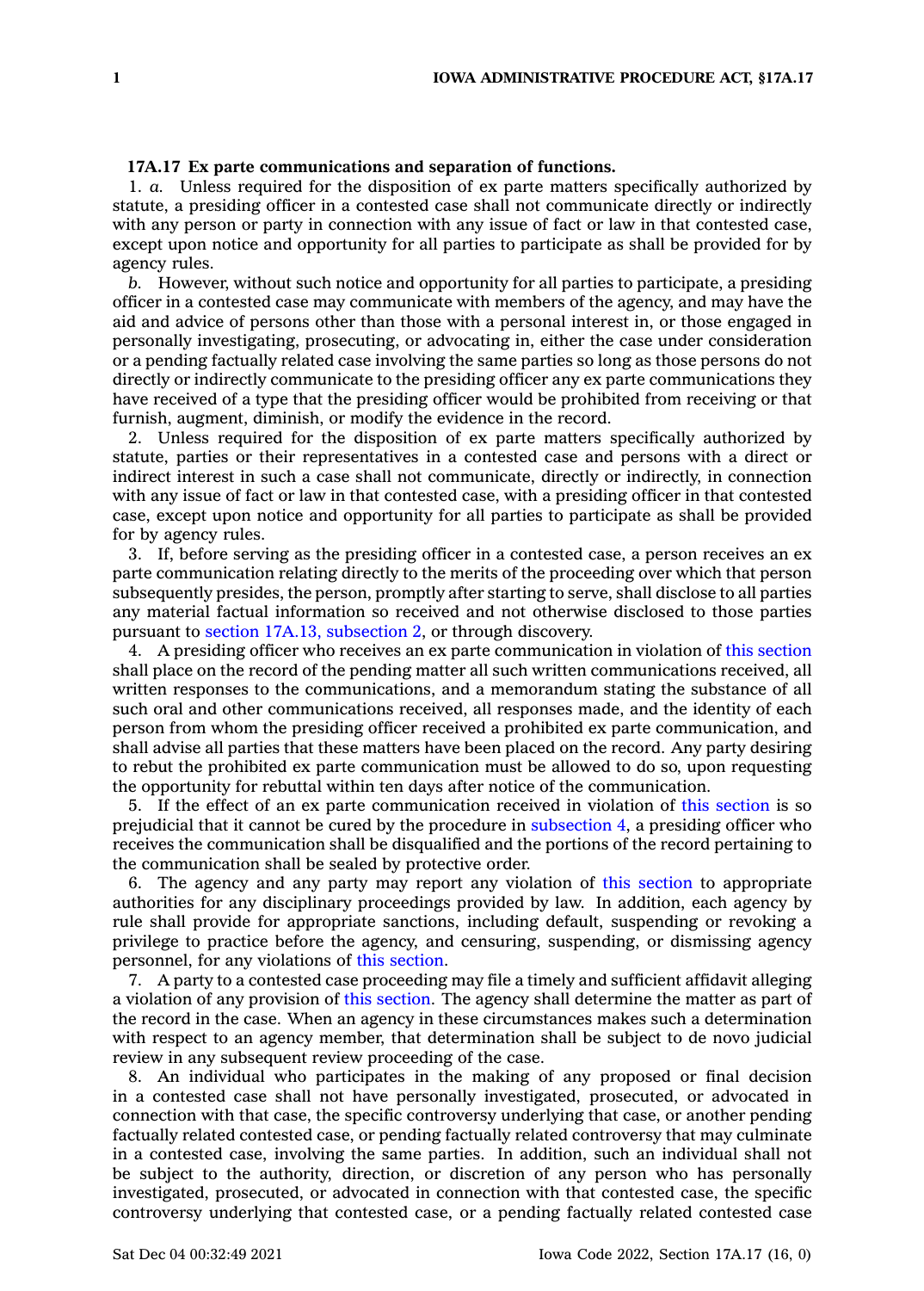**17A.17 Ex parte communications and separation of functions.**

1. *a.* Unless required for the disposition of ex parte matters specifically authorized by statute, a presiding officer in a contested case shall not communicate directly or indirectly with any person or party in connection with any issue of fact or law in that contested case, except upon notice and opportunity for all parties to participate as shall be provided for by agency rules.

*b.* However, without such notice and opportunity for all parties to participate, a presiding officer in a contested case may communicate with members of the agency, and may have the aid and advice of persons other than those with a personal interest in, or those engaged in personally investigating, prosecuting, or advocating in, either the case under consideration or a pending factually related case involving the same parties so long as those persons do not directly or indirectly communicate to the presiding officer any ex parte communications they have received of a type that the presiding officer would be prohibited from receiving or that furnish, augment, diminish, or modify the evidence in the record.

2. Unless required for the disposition of ex parte matters specifically authorized by statute, parties or their representatives in a contested case and persons with a direct or indirect interest in such a case shall not communicate, directly or indirectly, in connection with any issue of fact or law in that contested case, with a presiding officer in that contested case, except upon notice and opportunity for all parties to participate as shall be provided for by agency rules.

3. If, before serving as the presiding officer in a contested case, a person receives an ex parte communication relating directly to the merits of the proceeding over which that person subsequently presides, the person, promptly after starting to serve, shall disclose to all parties any material factual information so received and not otherwise disclosed to those parties pursuant to section 17A.13, subsection 2, or through discovery.

4. A presiding officer who receives an ex parte communication in violation of this section shall place on the record of the pending matter all such written communications received, all written responses to the communications, and a memorandum stating the substance of all such oral and other communications received, all responses made, and the identity of each person from whom the presiding officer received a prohibited ex parte communication, and shall advise all parties that these matters have been placed on the record. Any party desiring to rebut the prohibited ex parte communication must be allowed to do so, upon requesting the opportunity for rebuttal within ten days after notice of the communication.

5. If the effect of an ex parte communication received in violation of this section is so prejudicial that it cannot be cured by the procedure in subsection 4, a presiding officer who receives the communication shall be disqualified and the portions of the record pertaining to the communication shall be sealed by protective order.

6. The agency and any party may report any violation of this section to appropriate authorities for any disciplinary proceedings provided by law. In addition, each agency by rule shall provide for appropriate sanctions, including default, suspending or revoking a privilege to practice before the agency, and censuring, suspending, or dismissing agency personnel, for any violations of this section.

7. A party to a contested case proceeding may file a timely and sufficient affidavit alleging a violation of any provision of this section. The agency shall determine the matter as part of the record in the case. When an agency in these circumstances makes such a determination with respect to an agency member, that determination shall be subject to de novo judicial review in any subsequent review proceeding of the case.

8. An individual who participates in the making of any proposed or final decision in a contested case shall not have personally investigated, prosecuted, or advocated in connection with that case, the specific controversy underlying that case, or another pending factually related contested case, or pending factually related controversy that may culminate in a contested case, involving the same parties. In addition, such an individual shall not be subject to the authority, direction, or discretion of any person who has personally investigated, prosecuted, or advocated in connection with that contested case, the specific controversy underlying that contested case, or a pending factually related contested case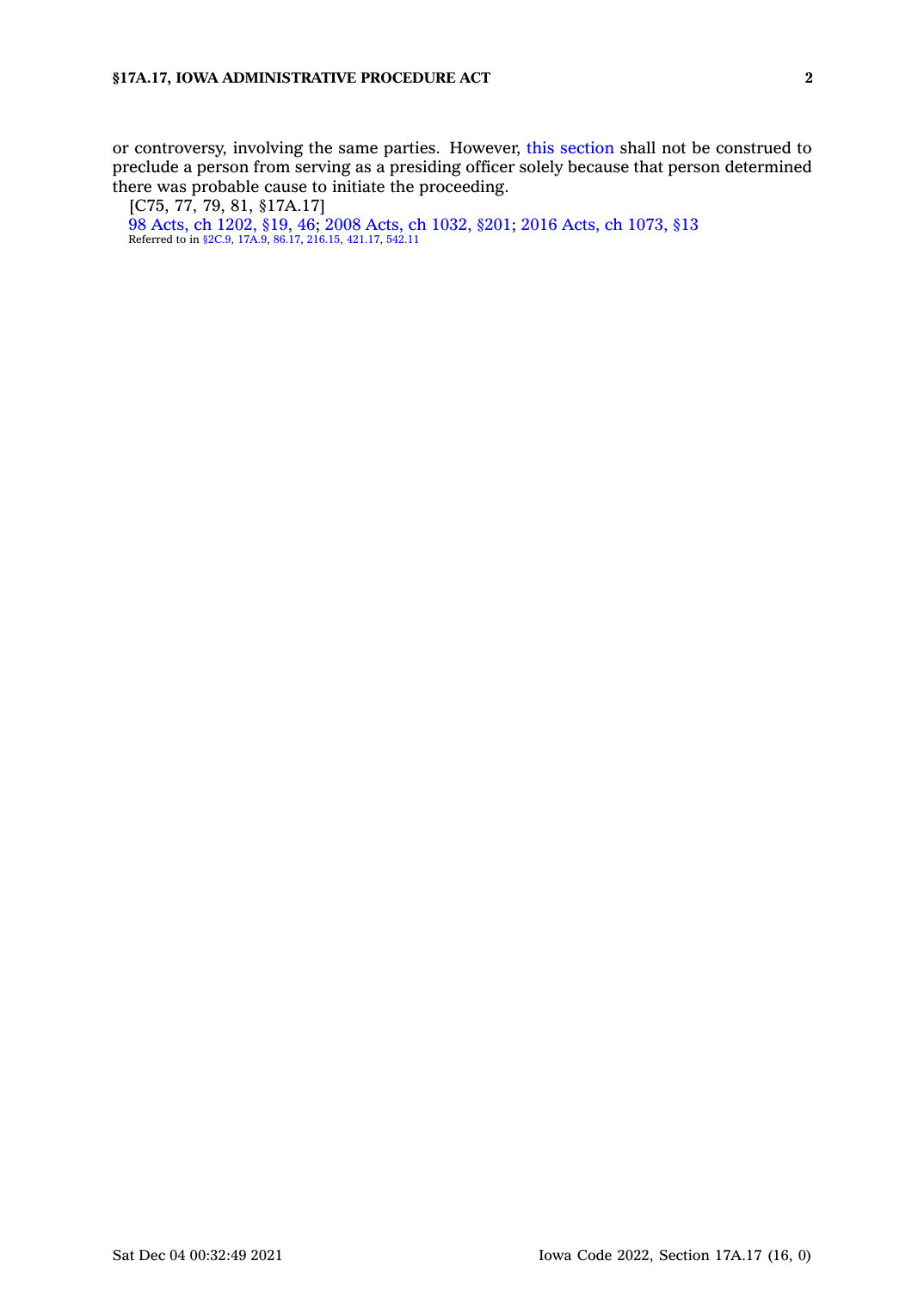or controversy, involving the same parties. However, this section shall not be construed to preclude a person from serving as a presiding officer solely because that person determined there was probable cause to initiate the proceeding.

[C75, 77, 79, 81, §17A.17]

98 Acts, ch 1202, §19, 46; 2008 Acts, ch 1032, §201; 2016 Acts, ch 1073, §13

Referred to in §2C.9, 17A.9, 86.17, 216.15, 421.17, 542.11